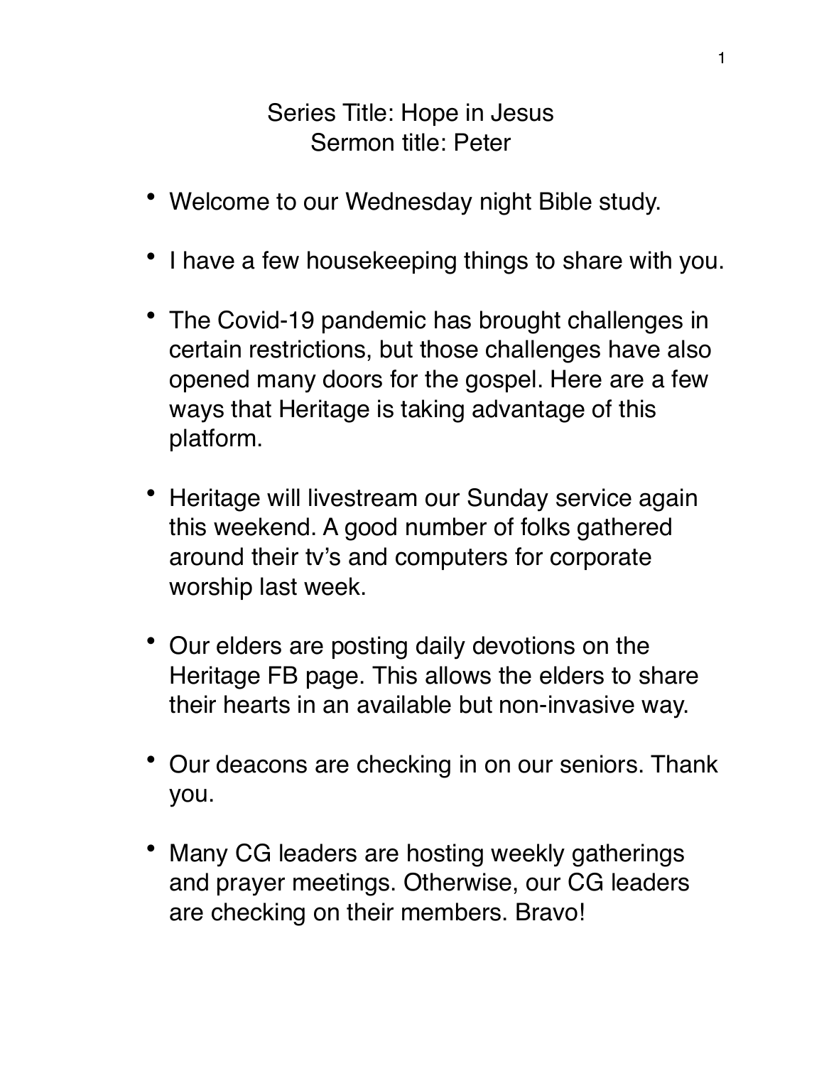Series Title: Hope in Jesus
Sermon title: Peter

- Welcome to our Wednesday night Bible study.
- I have a few housekeeping things to share with you.
- The Covid-19 pandemic has brought challenges in certain restrictions, but those challenges have also opened many doors for the gospel. Here are a few ways that Heritage is taking advantage of this platform.
- Heritage will livestream our Sunday service again this weekend. A good number of folks gathered around their tv's and computers for corporate worship last week.
- Our elders are posting daily devotions on the Heritage FB page. This allows the elders to share their hearts in an available but non-invasive way.
- Our deacons are checking in on our seniors. Thank you.
- Many CG leaders are hosting weekly gatherings and prayer meetings. Otherwise, our CG leaders are checking on their members. Bravo!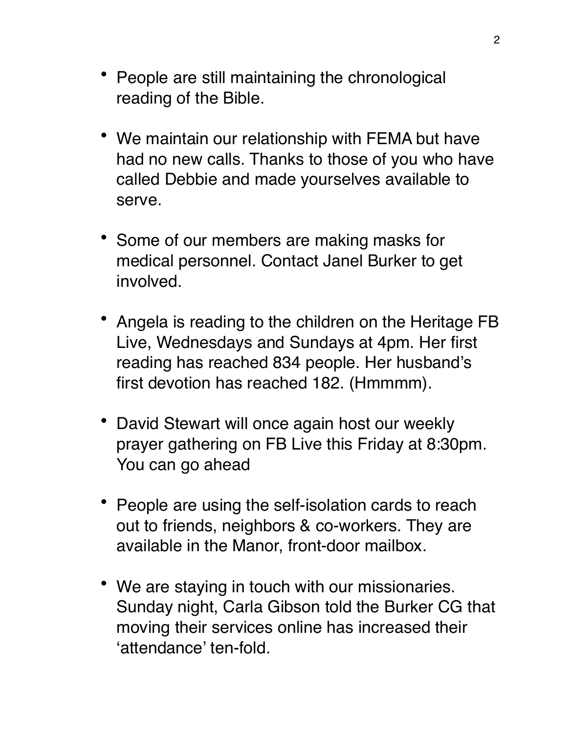- People are still maintaining the chronological reading of the Bible.

- We maintain our relationship with FEMA but have had no new calls. Thanks to those of you who have called Debbie and made yourselves available to serve.

- Some of our members are making masks for medical personnel. Contact Janel Burker to get involved.

- Angela is reading to the children on the Heritage FB Live, Wednesdays and Sundays at 4pm. Her first reading has reached 834 people. Her husband's first devotion has reached 182. (Hmmmm).

- David Stewart will once again host our weekly prayer gathering on FB Live this Friday at 8:30pm. You can go ahead

- People are using the self-isolation cards to reach out to friends, neighbors & co-workers. They are available in the Manor, front-door mailbox.

- We are staying in touch with our missionaries. Sunday night, Carla Gibson told the Burker CG that moving their services online has increased their 'attendance' ten-fold.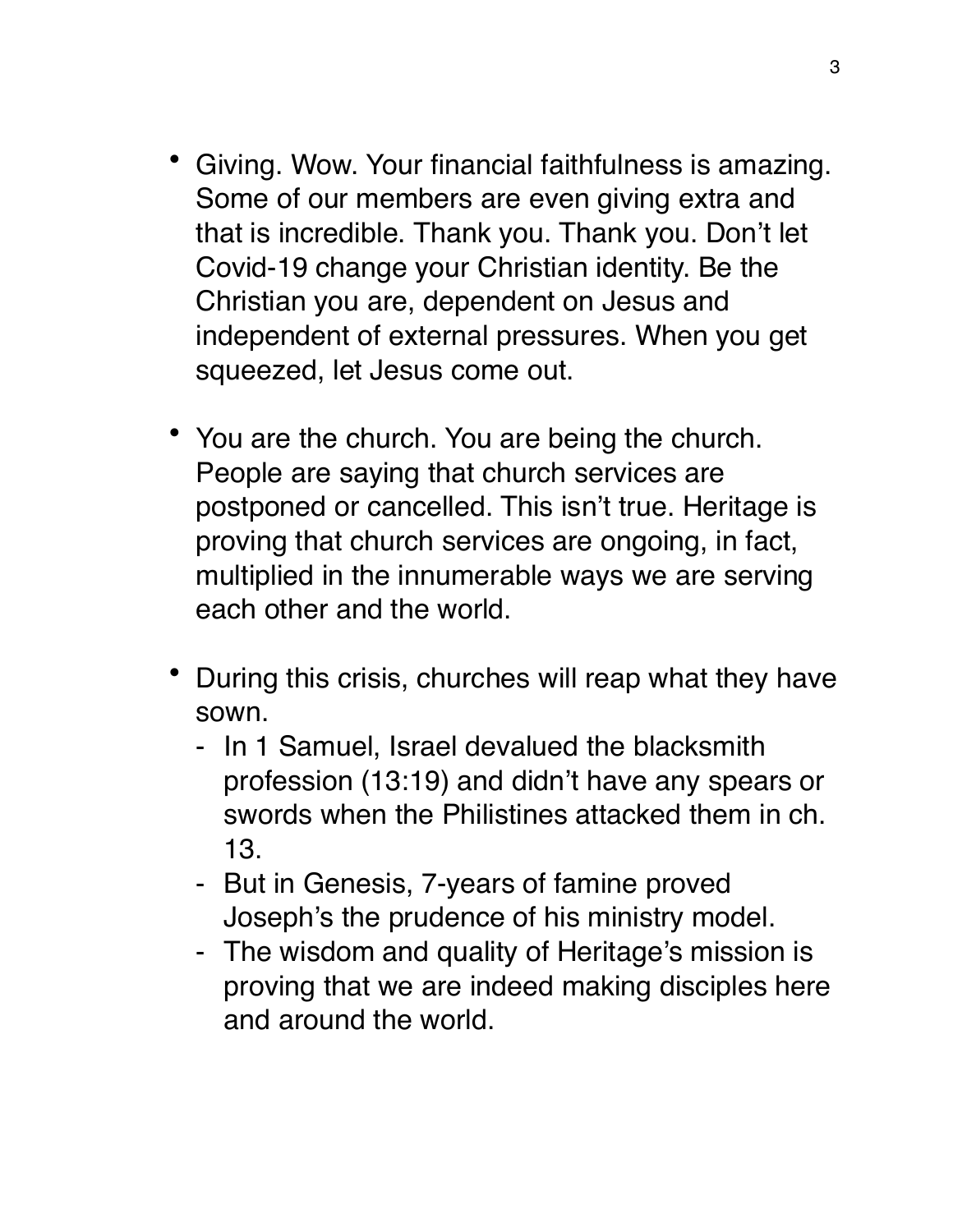- Giving. Wow. Your financial faithfulness is amazing. Some of our members are even giving extra and that is incredible. Thank you. Thank you. Don't let Covid-19 change your Christian identity. Be the Christian you are, dependent on Jesus and independent of external pressures. When you get squeezed, let Jesus come out.

- You are the church. You are being the church. People are saying that church services are postponed or cancelled. This isn't true. Heritage is proving that church services are ongoing, in fact, multiplied in the innumerable ways we are serving each other and the world.

- During this crisis, churches will reap what they have sown.
    - In 1 Samuel, Israel devalued the blacksmith profession (13:19) and didn't have any spears or swords when the Philistines attacked them in ch. 13.
    - But in Genesis, 7-years of famine proved Joseph's the prudence of his ministry model.
    - The wisdom and quality of Heritage's mission is proving that we are indeed making disciples here and around the world.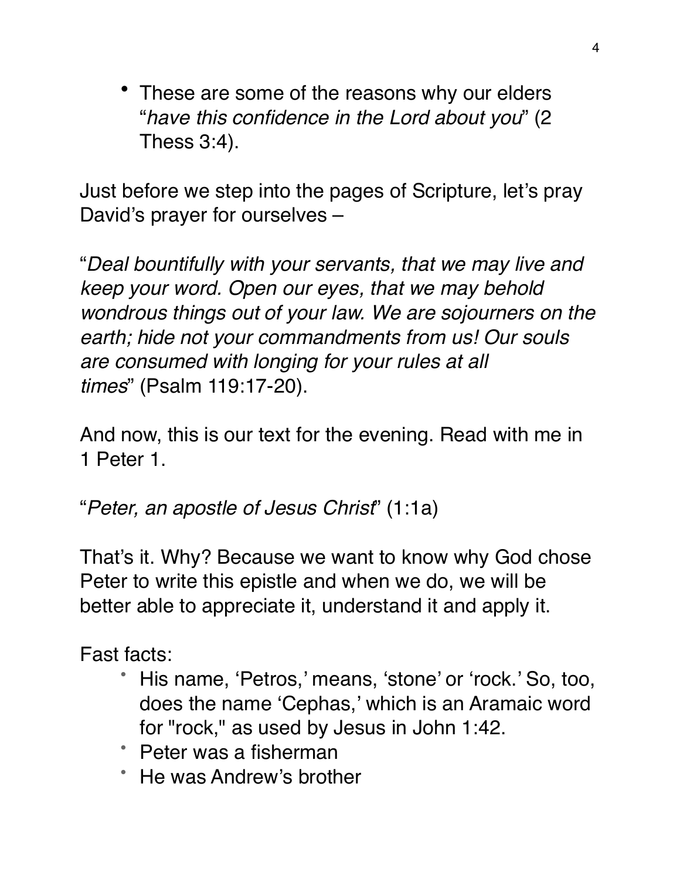- These are some of the reasons why our elders "*have this confidence in the Lord about you*" (2 Thess 3:4).

Just before we step into the pages of Scripture, let's pray David's prayer for ourselves –

"*Deal bountifully with your servants, that we may live and keep your word. Open our eyes, that we may behold wondrous things out of your law. We are sojourners on the earth; hide not your commandments from us! Our souls are consumed with longing for your rules at all times*" (Psalm 119:17-20).

And now, this is our text for the evening. Read with me in 1 Peter 1.

"*Peter, an apostle of Jesus Christ*" (1:1a)

That's it. Why? Because we want to know why God chose Peter to write this epistle and when we do, we will be better able to appreciate it, understand it and apply it.

Fast facts:

- His name, 'Petros,' means, 'stone' or 'rock.' So, too, does the name 'Cephas,' which is an Aramaic word for "rock," as used by Jesus in John 1:42.
- Peter was a fisherman
- He was Andrew's brother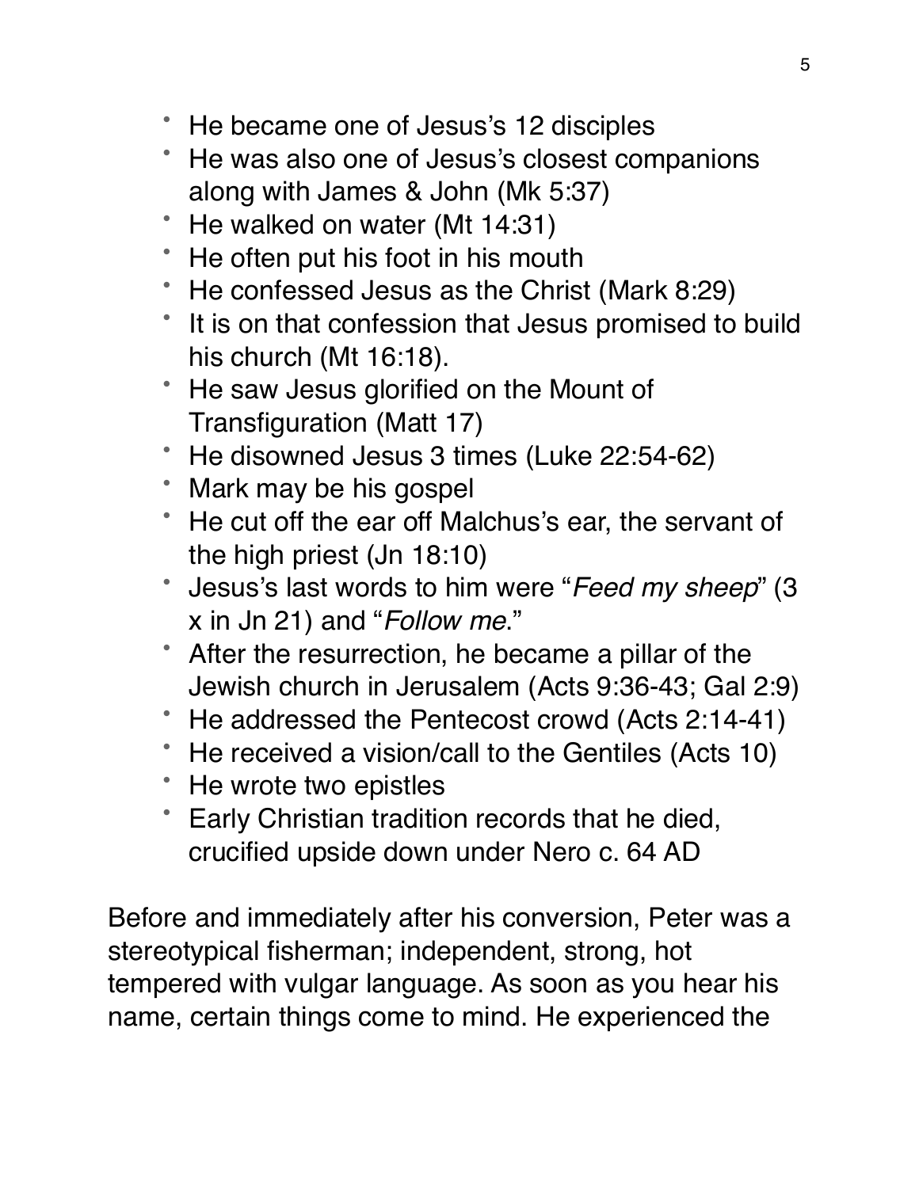- He became one of Jesus's 12 disciples
- He was also one of Jesus's closest companions along with James & John (Mk 5:37)
- He walked on water (Mt 14:31)
- He often put his foot in his mouth
- He confessed Jesus as the Christ (Mark 8:29)
- It is on that confession that Jesus promised to build his church (Mt 16:18).
- He saw Jesus glorified on the Mount of Transfiguration (Matt 17)
- He disowned Jesus 3 times (Luke 22:54-62)
- Mark may be his gospel
- He cut off the ear off Malchus's ear, the servant of the high priest (Jn 18:10)
- Jesus's last words to him were "*Feed my sheep*" (3 x in Jn 21) and "*Follow me*."
- After the resurrection, he became a pillar of the Jewish church in Jerusalem (Acts 9:36-43; Gal 2:9)
- He addressed the Pentecost crowd (Acts 2:14-41)
- He received a vision/call to the Gentiles (Acts 10)
- He wrote two epistles
- Early Christian tradition records that he died, crucified upside down under Nero c. 64 AD

Before and immediately after his conversion, Peter was a stereotypical fisherman; independent, strong, hot tempered with vulgar language. As soon as you hear his name, certain things come to mind. He experienced the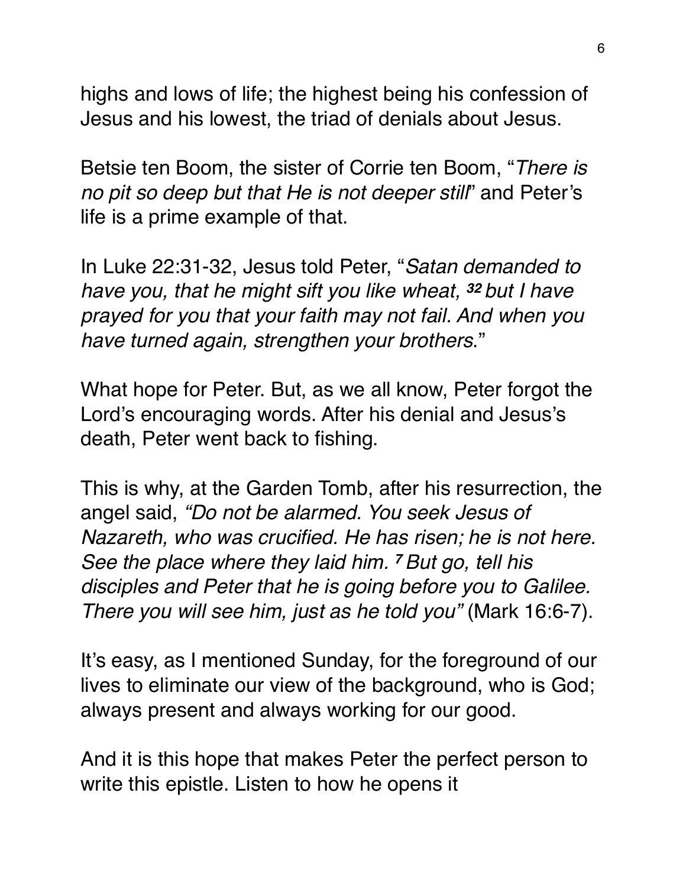highs and lows of life; the highest being his confession of Jesus and his lowest, the triad of denials about Jesus.

Betsie ten Boom, the sister of Corrie ten Boom, "*There is no pit so deep but that He is not deeper still*" and Peter's life is a prime example of that.

In Luke 22:31-32, Jesus told Peter, "*Satan demanded to have you, that he might sift you like wheat,* ***32*** *but I have prayed for you that your faith may not fail. And when you have turned again, strengthen your brothers*."

What hope for Peter. But, as we all know, Peter forgot the Lord's encouraging words. After his denial and Jesus's death, Peter went back to fishing.

This is why, at the Garden Tomb, after his resurrection, the angel said, *"Do not be alarmed. You seek Jesus of Nazareth, who was crucified. He has risen; he is not here. See the place where they laid him.* ***7*** *But go, tell his disciples and Peter that he is going before you to Galilee. There you will see him, just as he told you"* (Mark 16:6-7).

It's easy, as I mentioned Sunday, for the foreground of our lives to eliminate our view of the background, who is God; always present and always working for our good.

And it is this hope that makes Peter the perfect person to write this epistle. Listen to how he opens it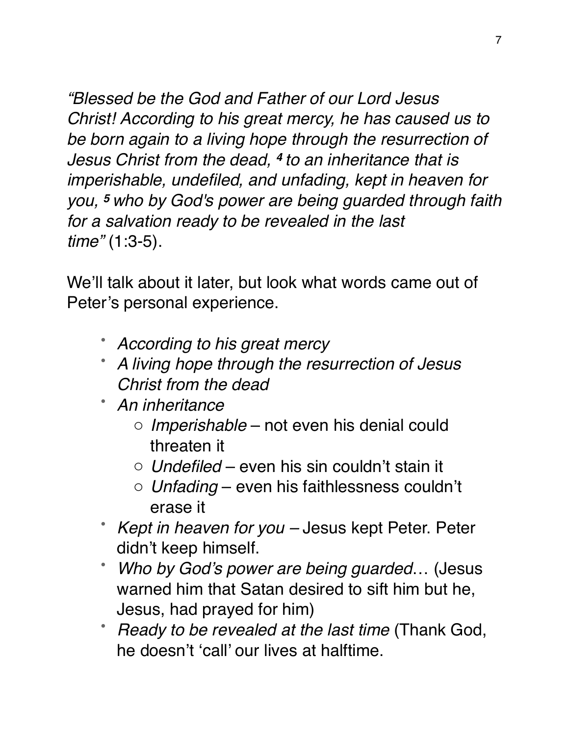*"Blessed be the God and Father of our Lord Jesus Christ! According to his great mercy, he has caused us to be born again to a living hope through the resurrection of Jesus Christ from the dead, [4] to an inheritance that is imperishable, undefiled, and unfading, kept in heaven for you, [5] who by God's power are being guarded through faith for a salvation ready to be revealed in the last time"* (1:3-5).

We'll talk about it later, but look what words came out of Peter's personal experience.

- *According to his great mercy*
- *A living hope through the resurrection of Jesus Christ from the dead*
- *An inheritance*
  - *Imperishable* – not even his denial could threaten it
  - *Undefiled* – even his sin couldn't stain it
  - *Unfading* – even his faithlessness couldn't erase it
- *Kept in heaven for you* – Jesus kept Peter. Peter didn't keep himself.
- *Who by God's power are being guarded*… (Jesus warned him that Satan desired to sift him but he, Jesus, had prayed for him)
- *Ready to be revealed at the last time* (Thank God, he doesn't 'call' our lives at halftime.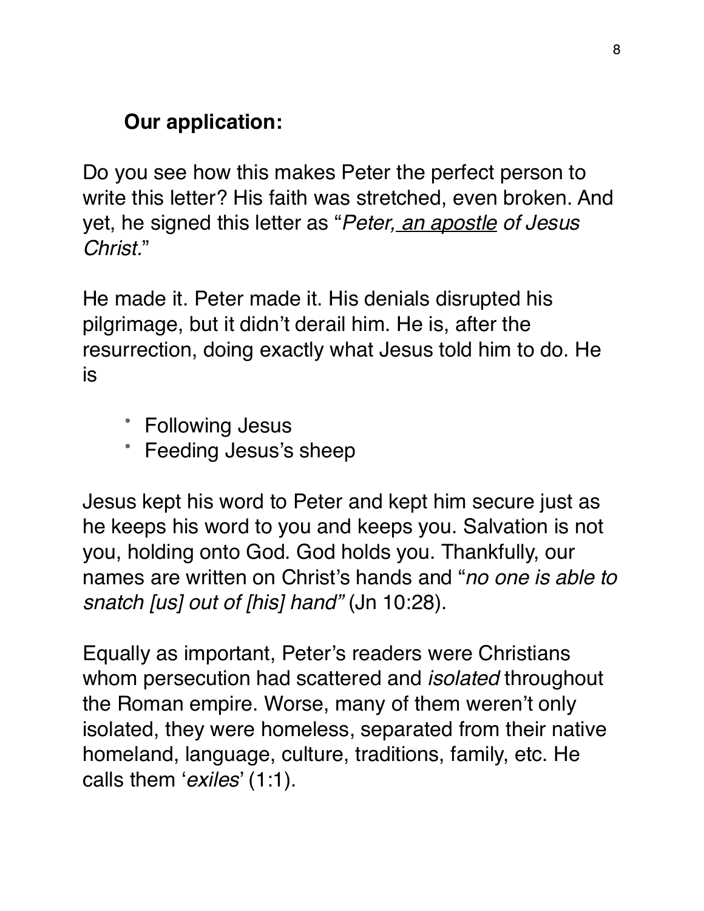**Our application:**

Do you see how this makes Peter the perfect person to write this letter? His faith was stretched, even broken. And yet, he signed this letter as "*Peter, an apostle of Jesus Christ.*"

He made it. Peter made it. His denials disrupted his pilgrimage, but it didn't derail him. He is, after the resurrection, doing exactly what Jesus told him to do. He is

- Following Jesus
- Feeding Jesus's sheep

Jesus kept his word to Peter and kept him secure just as he keeps his word to you and keeps you. Salvation is not you, holding onto God. God holds you. Thankfully, our names are written on Christ's hands and "*no one is able to snatch [us] out of [his] hand"* (Jn 10:28).

Equally as important, Peter's readers were Christians whom persecution had scattered and *isolated* throughout the Roman empire. Worse, many of them weren't only isolated, they were homeless, separated from their native homeland, language, culture, traditions, family, etc. He calls them '*exiles*' (1:1).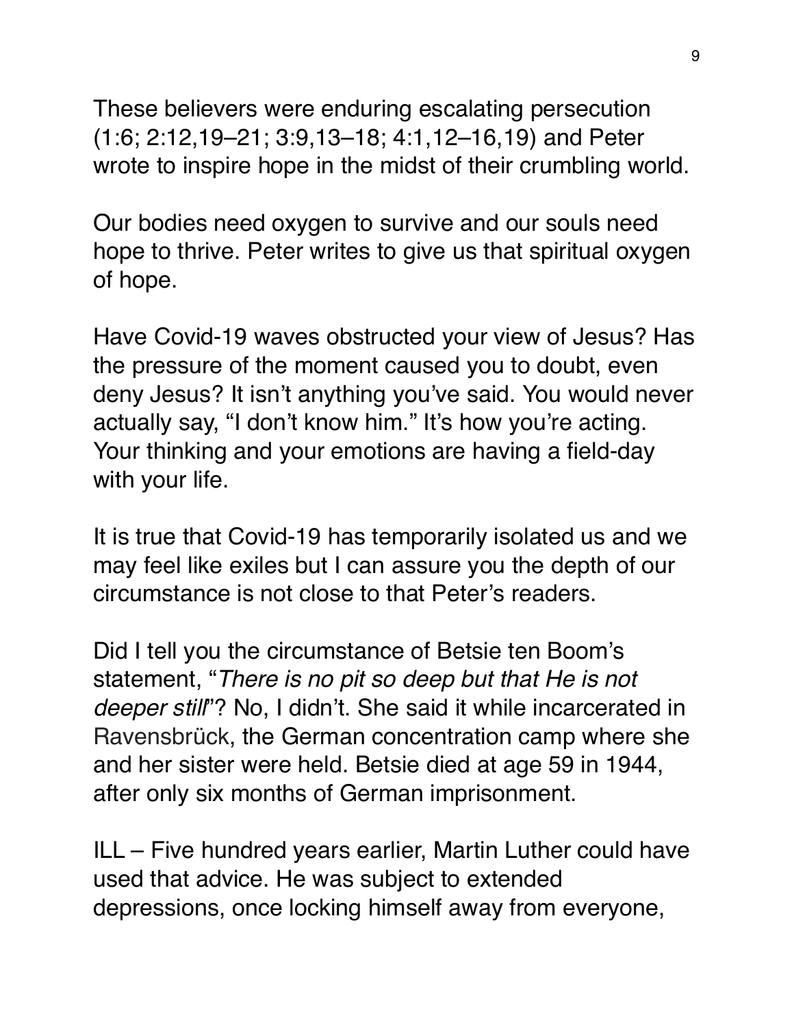These believers were enduring escalating persecution (1:6; 2:12,19–21; 3:9,13–18; 4:1,12–16,19) and Peter wrote to inspire hope in the midst of their crumbling world.

Our bodies need oxygen to survive and our souls need hope to thrive. Peter writes to give us that spiritual oxygen of hope.

Have Covid-19 waves obstructed your view of Jesus? Has the pressure of the moment caused you to doubt, even deny Jesus? It isn't anything you've said. You would never actually say, "I don't know him." It's how you're acting. Your thinking and your emotions are having a field-day with your life.

It is true that Covid-19 has temporarily isolated us and we may feel like exiles but I can assure you the depth of our circumstance is not close to that Peter's readers.

Did I tell you the circumstance of Betsie ten Boom's statement, "*There is no pit so deep but that He is not deeper still*"? No, I didn't. She said it while incarcerated in Ravensbrück, the German concentration camp where she and her sister were held. Betsie died at age 59 in 1944, after only six months of German imprisonment.

ILL – Five hundred years earlier, Martin Luther could have used that advice. He was subject to extended depressions, once locking himself away from everyone,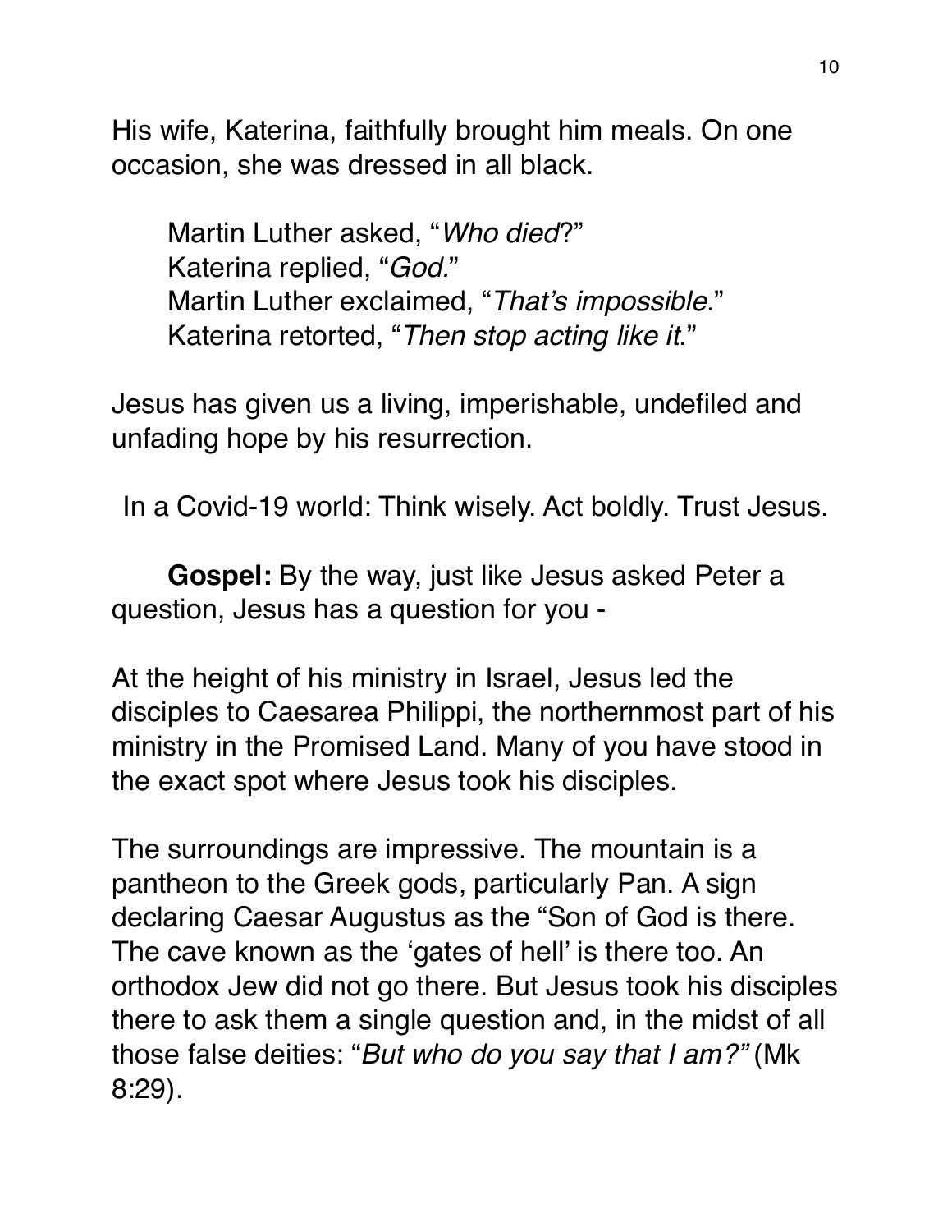His wife, Katerina, faithfully brought him meals. On one occasion, she was dressed in all black.

> Martin Luther asked, "*Who died*?"
> Katerina replied, "*God.*"
> Martin Luther exclaimed, "*That's impossible*."
> Katerina retorted, "*Then stop acting like it*."

Jesus has given us a living, imperishable, undefiled and unfading hope by his resurrection.

In a Covid-19 world: Think wisely. Act boldly. Trust Jesus.

**Gospel:** By the way, just like Jesus asked Peter a question, Jesus has a question for you -

At the height of his ministry in Israel, Jesus led the disciples to Caesarea Philippi, the northernmost part of his ministry in the Promised Land. Many of you have stood in the exact spot where Jesus took his disciples.

The surroundings are impressive. The mountain is a pantheon to the Greek gods, particularly Pan. A sign declaring Caesar Augustus as the "Son of God is there. The cave known as the 'gates of hell' is there too. An orthodox Jew did not go there. But Jesus took his disciples there to ask them a single question and, in the midst of all those false deities: "*But who do you say that I am?"* (Mk 8:29).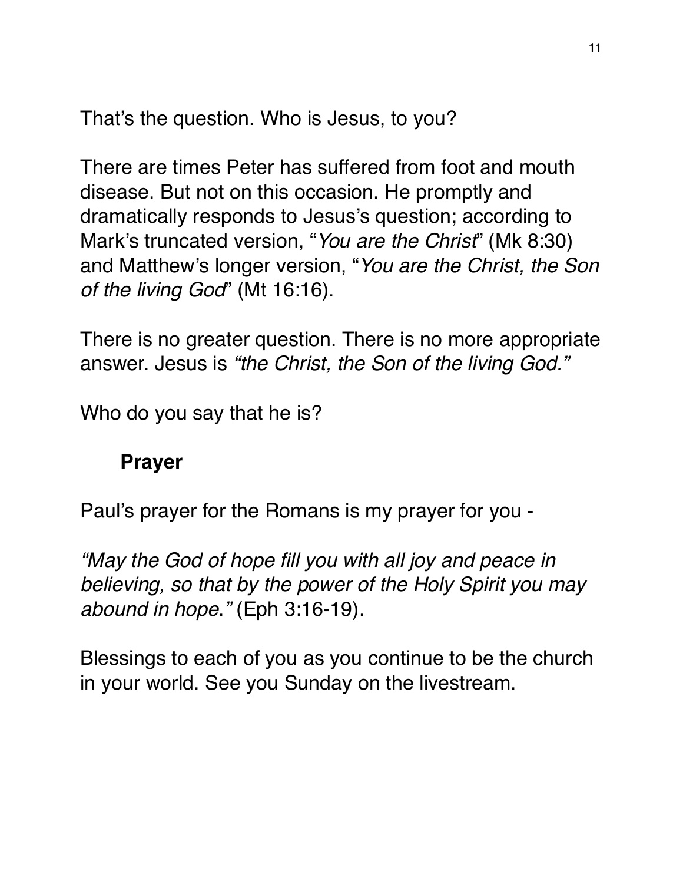That's the question. Who is Jesus, to you?

There are times Peter has suffered from foot and mouth disease. But not on this occasion. He promptly and dramatically responds to Jesus's question; according to Mark's truncated version, "*You are the Christ*" (Mk 8:30) and Matthew's longer version, "*You are the Christ, the Son of the living God*" (Mt 16:16).

There is no greater question. There is no more appropriate answer. Jesus is *"the Christ, the Son of the living God."*

Who do you say that he is?

### Prayer

Paul's prayer for the Romans is my prayer for you -

*"May the God of hope fill you with all joy and peace in believing, so that by the power of the Holy Spirit you may abound in hope."* (Eph 3:16-19).

Blessings to each of you as you continue to be the church in your world. See you Sunday on the livestream.